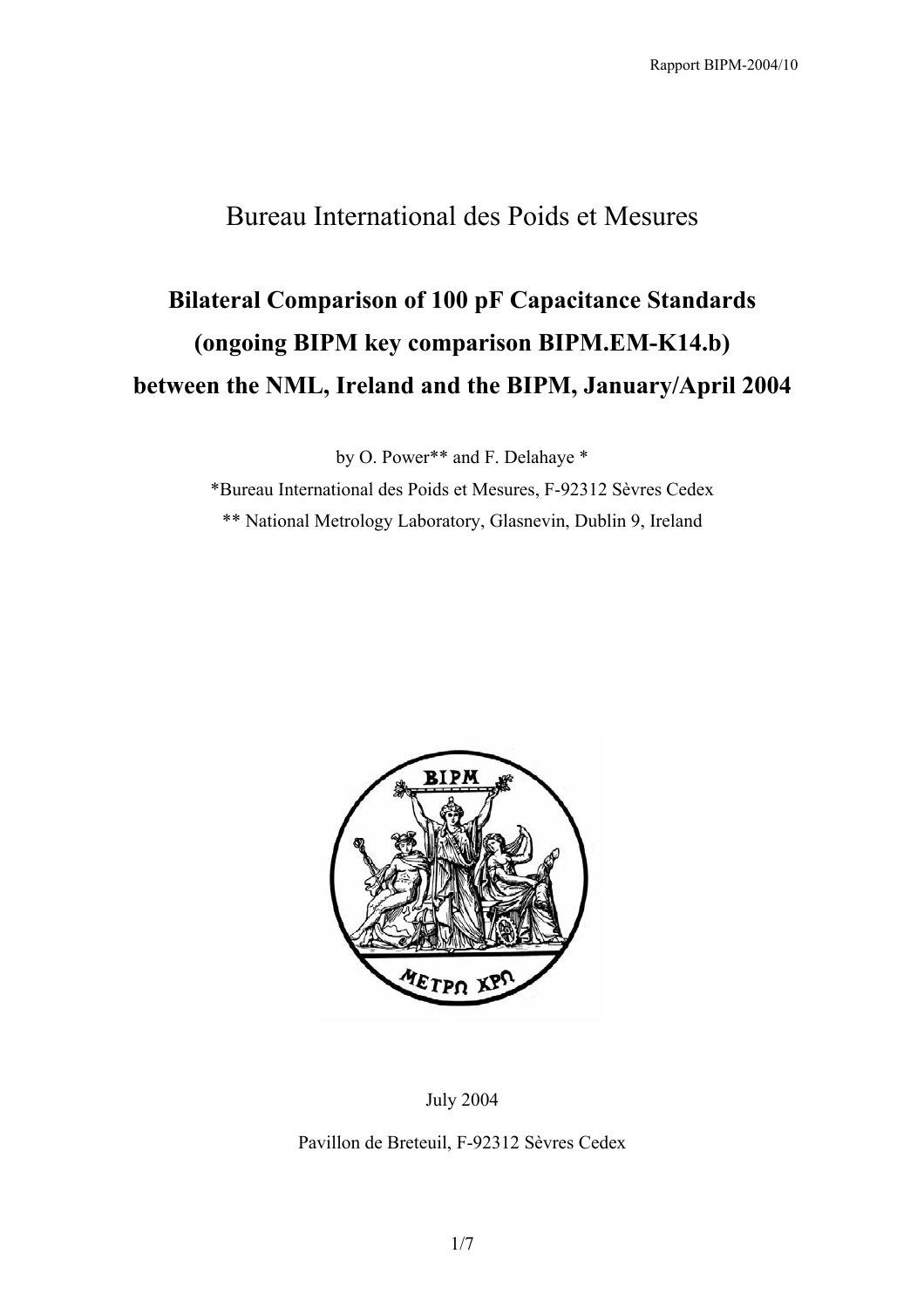Rapport BIPM-2004/10

# Bureau International des Poids et Mesures

## Bilateral Comparison of 100 pF Capacitance Standards (ongoing BIPM key comparison BIPM.EM-K14.b) between the NML, Ireland and the BIPM, January/April 2004

by O. Power** and F. Delahaye *

*Bureau International des Poids et Mesures, F-92312 Sèvres Cedex

** National Metrology Laboratory, Glasnevin, Dublin 9, Ireland

July 2004

Pavillon de Breteuil, F-92312 Sèvres Cedex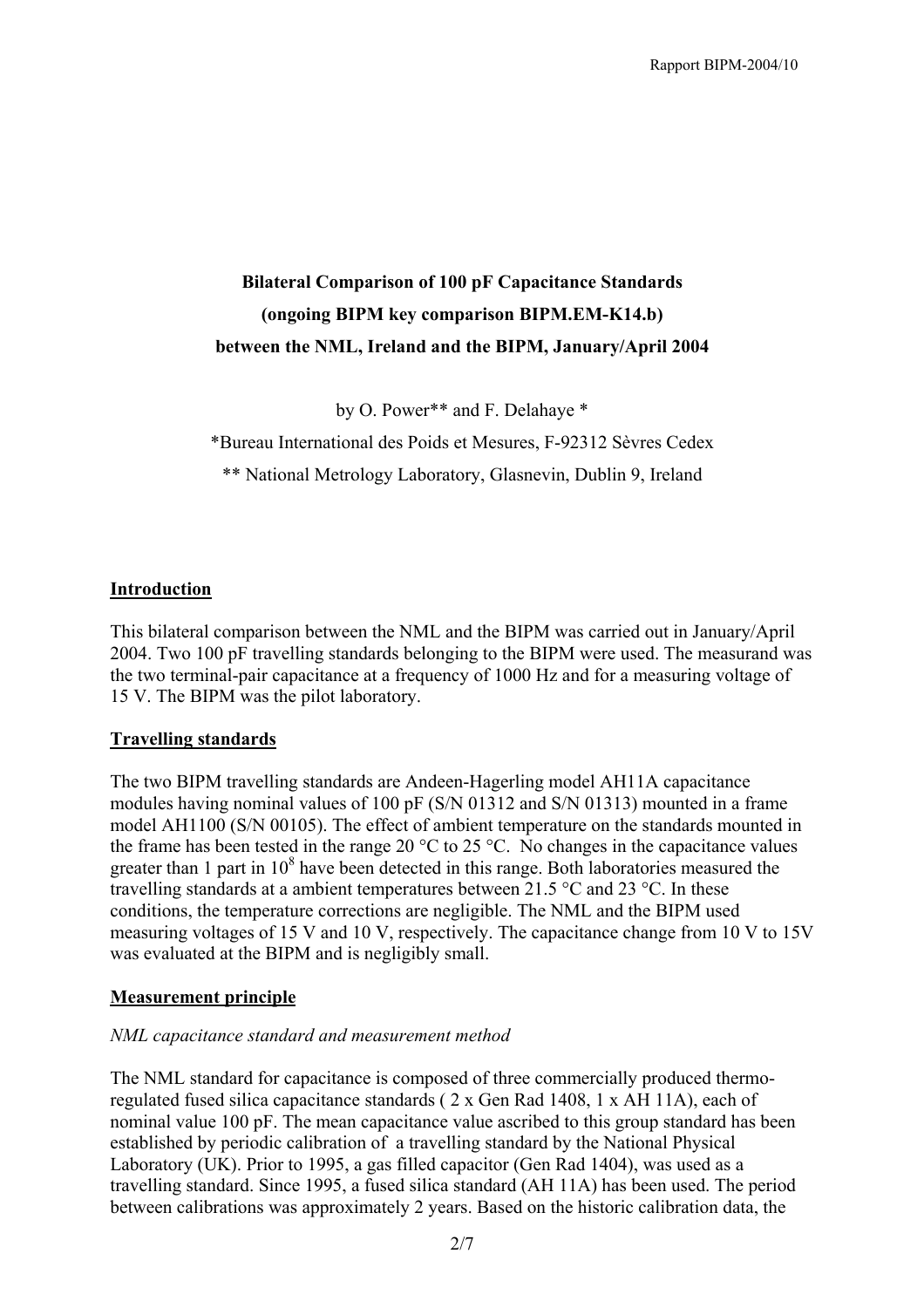# Bilateral Comparison of 100 pF Capacitance Standards (ongoing BIPM key comparison BIPM.EM-K14.b) between the NML, Ireland and the BIPM, January/April 2004

by O. Power** and F. Delahaye *

*Bureau International des Poids et Mesures, F-92312 Sèvres Cedex

** National Metrology Laboratory, Glasnevin, Dublin 9, Ireland

## Introduction

This bilateral comparison between the NML and the BIPM was carried out in January/April 2004. Two 100 pF travelling standards belonging to the BIPM were used. The measurand was the two terminal-pair capacitance at a frequency of 1000 Hz and for a measuring voltage of 15 V. The BIPM was the pilot laboratory.

## Travelling standards

The two BIPM travelling standards are Andeen-Hagerling model AH11A capacitance modules having nominal values of 100 pF (S/N 01312 and S/N 01313) mounted in a frame model AH1100 (S/N 00105). The effect of ambient temperature on the standards mounted in the frame has been tested in the range 20 °C to 25 °C. No changes in the capacitance values greater than 1 part in $10^8$ have been detected in this range. Both laboratories measured the travelling standards at a ambient temperatures between 21.5 °C and 23 °C. In these conditions, the temperature corrections are negligible. The NML and the BIPM used measuring voltages of 15 V and 10 V, respectively. The capacitance change from 10 V to 15V was evaluated at the BIPM and is negligibly small.

## Measurement principle

*NML capacitance standard and measurement method*

The NML standard for capacitance is composed of three commercially produced thermo-regulated fused silica capacitance standards ( 2 x Gen Rad 1408, 1 x AH 11A), each of nominal value 100 pF. The mean capacitance value ascribed to this group standard has been established by periodic calibration of a travelling standard by the National Physical Laboratory (UK). Prior to 1995, a gas filled capacitor (Gen Rad 1404), was used as a travelling standard. Since 1995, a fused silica standard (AH 11A) has been used. The period between calibrations was approximately 2 years. Based on the historic calibration data, the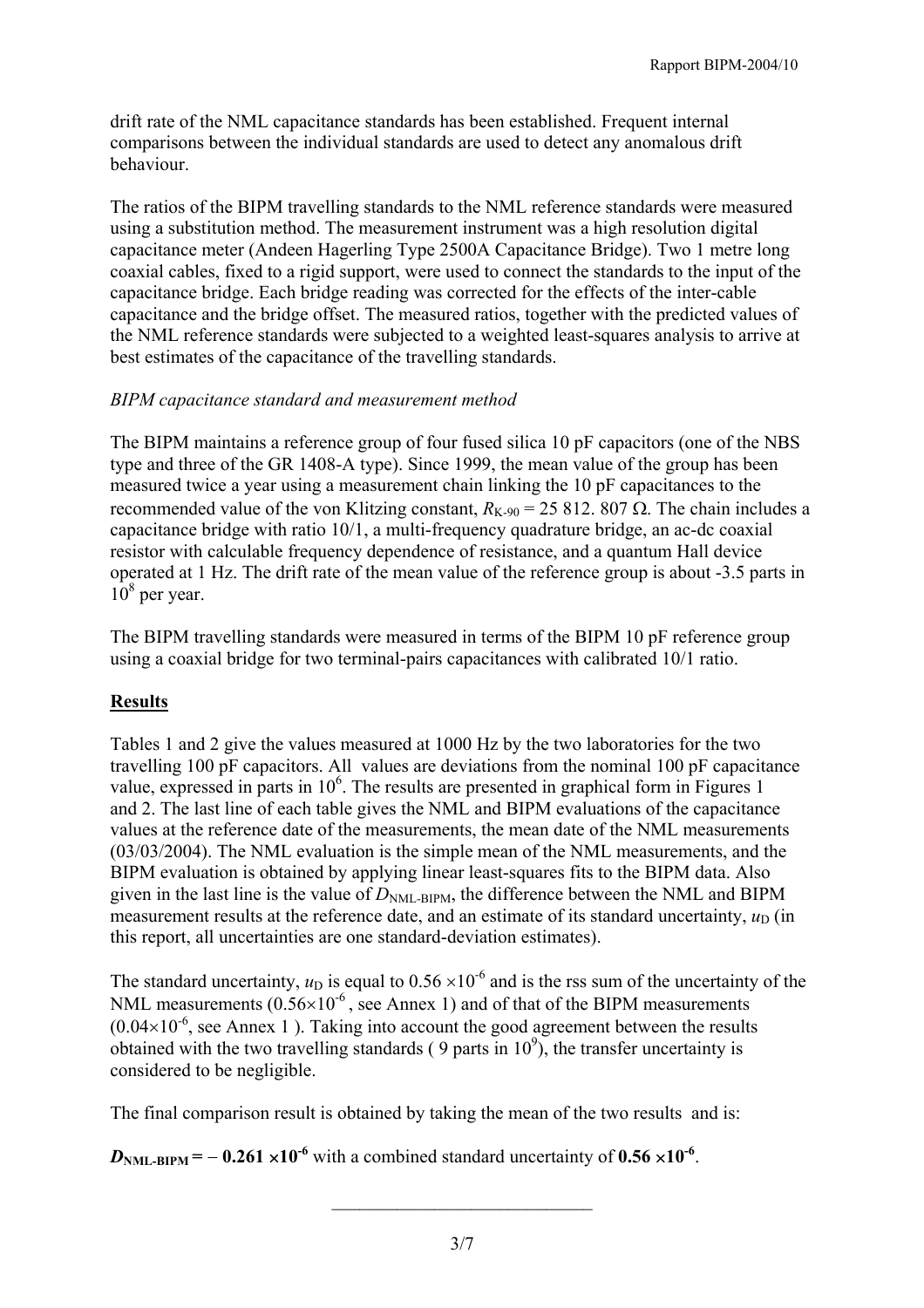drift rate of the NML capacitance standards has been established. Frequent internal comparisons between the individual standards are used to detect any anomalous drift behaviour.

The ratios of the BIPM travelling standards to the NML reference standards were measured using a substitution method. The measurement instrument was a high resolution digital capacitance meter (Andeen Hagerling Type 2500A Capacitance Bridge). Two 1 metre long coaxial cables, fixed to a rigid support, were used to connect the standards to the input of the capacitance bridge. Each bridge reading was corrected for the effects of the inter-cable capacitance and the bridge offset. The measured ratios, together with the predicted values of the NML reference standards were subjected to a weighted least-squares analysis to arrive at best estimates of the capacitance of the travelling standards.

*BIPM capacitance standard and measurement method*

The BIPM maintains a reference group of four fused silica 10 pF capacitors (one of the NBS type and three of the GR 1408-A type). Since 1999, the mean value of the group has been measured twice a year using a measurement chain linking the 10 pF capacitances to the recommended value of the von Klitzing constant, $R_{K-90}$ = 25 812. 807 Ω. The chain includes a capacitance bridge with ratio 10/1, a multi-frequency quadrature bridge, an ac-dc coaxial resistor with calculable frequency dependence of resistance, and a quantum Hall device operated at 1 Hz. The drift rate of the mean value of the reference group is about -3.5 parts in $10^8$ per year.

The BIPM travelling standards were measured in terms of the BIPM 10 pF reference group using a coaxial bridge for two terminal-pairs capacitances with calibrated 10/1 ratio.

## Results

Tables 1 and 2 give the values measured at 1000 Hz by the two laboratories for the two travelling 100 pF capacitors. All values are deviations from the nominal 100 pF capacitance value, expressed in parts in $10^6$. The results are presented in graphical form in Figures 1 and 2. The last line of each table gives the NML and BIPM evaluations of the capacitance values at the reference date of the measurements, the mean date of the NML measurements (03/03/2004). The NML evaluation is the simple mean of the NML measurements, and the BIPM evaluation is obtained by applying linear least-squares fits to the BIPM data. Also given in the last line is the value of $D_{\text{NML-BIPM}}$, the difference between the NML and BIPM measurement results at the reference date, and an estimate of its standard uncertainty, $u_D$ (in this report, all uncertainties are one standard-deviation estimates).

The standard uncertainty, $u_D$ is equal to $0.56 \times 10^{-6}$ and is the rss sum of the uncertainty of the NML measurements ($0.56 \times 10^{-6}$ , see Annex 1) and of that of the BIPM measurements ($0.04 \times 10^{-6}$, see Annex 1 ). Taking into account the good agreement between the results obtained with the two travelling standards ( 9 parts in $10^9$), the transfer uncertainty is considered to be negligible.

The final comparison result is obtained by taking the mean of the two results and is:

$\boldsymbol{D_{\text{NML-BIPM}} = -0.261 \times 10^{-6}}$ with a combined standard uncertainty of $\boldsymbol{0.56 \times 10^{-6}}$.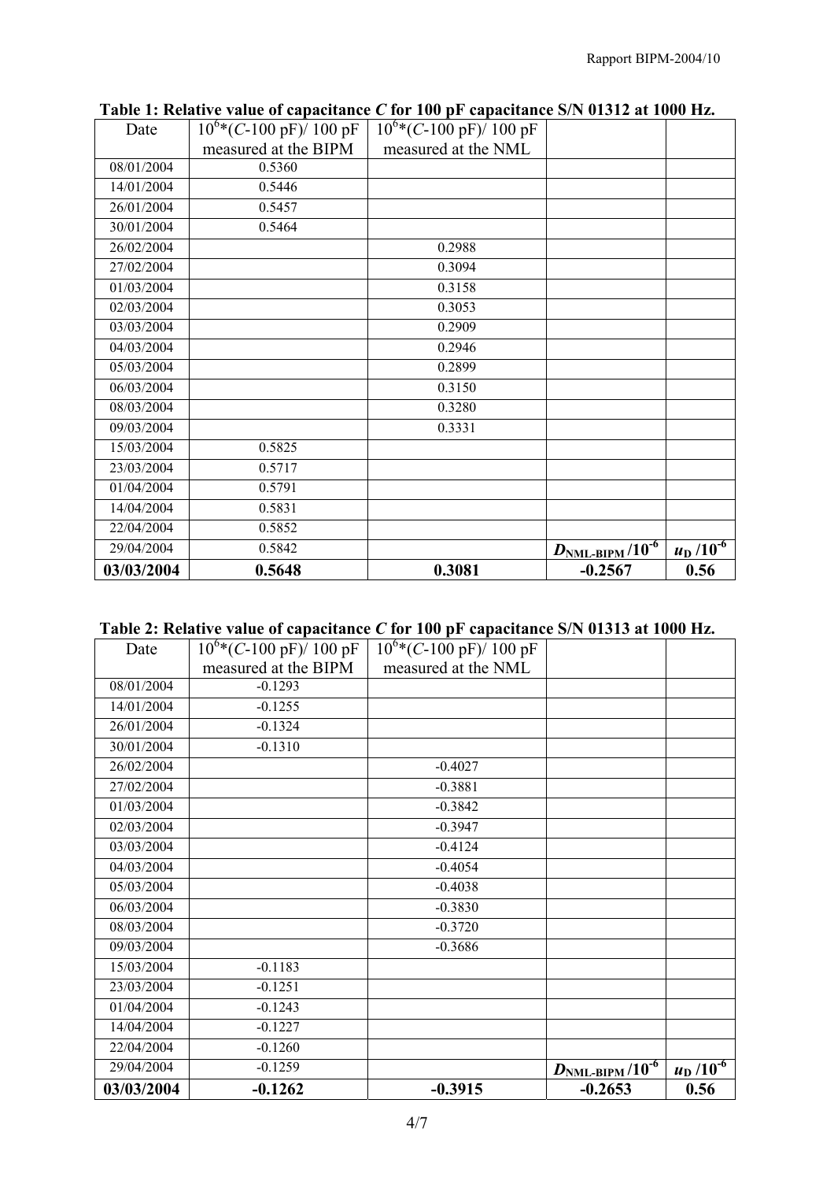**Table 1: Relative value of capacitance $C$ for 100 pF capacitance S/N 01312 at 1000 Hz.**

| Date | $10^6$\*($C$-100 pF)/ 100 pF measured at the BIPM | $10^6$\*($C$-100 pF)/ 100 pF measured at the NML | | |
|---|---|---|---|---|
| 08/01/2004 | 0.5360 | | | |
| 14/01/2004 | 0.5446 | | | |
| 26/01/2004 | 0.5457 | | | |
| 30/01/2004 | 0.5464 | | | |
| 26/02/2004 | | 0.2988 | | |
| 27/02/2004 | | 0.3094 | | |
| 01/03/2004 | | 0.3158 | | |
| 02/03/2004 | | 0.3053 | | |
| 03/03/2004 | | 0.2909 | | |
| 04/03/2004 | | 0.2946 | | |
| 05/03/2004 | | 0.2899 | | |
| 06/03/2004 | | 0.3150 | | |
| 08/03/2004 | | 0.3280 | | |
| 09/03/2004 | | 0.3331 | | |
| 15/03/2004 | 0.5825 | | | |
| 23/03/2004 | 0.5717 | | | |
| 01/04/2004 | 0.5791 | | | |
| 14/04/2004 | 0.5831 | | | |
| 22/04/2004 | 0.5852 | | | |
| 29/04/2004 | 0.5842 | | $D_{\text{NML-BIPM}}$ /$10^{-6}$ | $u_{\text{D}}$ /$10^{-6}$ |
| **03/03/2004** | **0.5648** | **0.3081** | **-0.2567** | **0.56** |

**Table 2: Relative value of capacitance $C$ for 100 pF capacitance S/N 01313 at 1000 Hz.**

| Date | $10^6$\*($C$-100 pF)/ 100 pF measured at the BIPM | $10^6$\*($C$-100 pF)/ 100 pF measured at the NML | | |
|---|---|---|---|---|
| 08/01/2004 | -0.1293 | | | |
| 14/01/2004 | -0.1255 | | | |
| 26/01/2004 | -0.1324 | | | |
| 30/01/2004 | -0.1310 | | | |
| 26/02/2004 | | -0.4027 | | |
| 27/02/2004 | | -0.3881 | | |
| 01/03/2004 | | -0.3842 | | |
| 02/03/2004 | | -0.3947 | | |
| 03/03/2004 | | -0.4124 | | |
| 04/03/2004 | | -0.4054 | | |
| 05/03/2004 | | -0.4038 | | |
| 06/03/2004 | | -0.3830 | | |
| 08/03/2004 | | -0.3720 | | |
| 09/03/2004 | | -0.3686 | | |
| 15/03/2004 | -0.1183 | | | |
| 23/03/2004 | -0.1251 | | | |
| 01/04/2004 | -0.1243 | | | |
| 14/04/2004 | -0.1227 | | | |
| 22/04/2004 | -0.1260 | | | |
| 29/04/2004 | -0.1259 | | $D_{\text{NML-BIPM}}$ /$10^{-6}$ | $u_{\text{D}}$ /$10^{-6}$ |
| **03/03/2004** | **-0.1262** | **-0.3915** | **-0.2653** | **0.56** |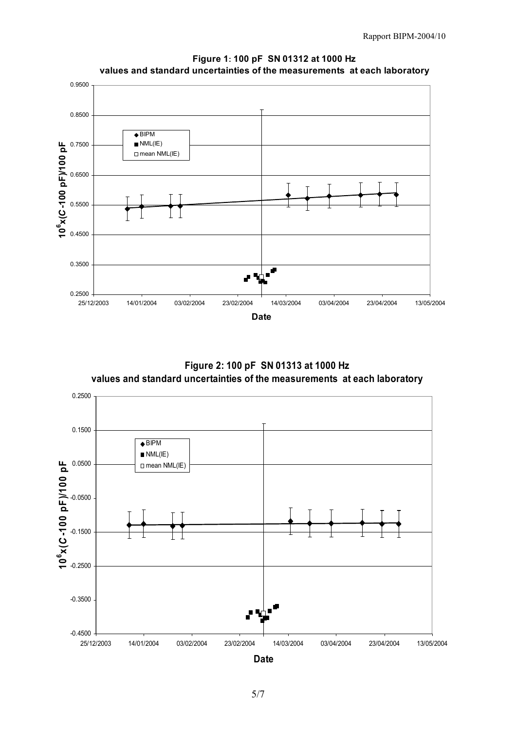**Figure 1: 100 pF SN 01312 at 1000 Hz**
**values and standard uncertainties of the measurements at each laboratory**

**Figure 2: 100 pF SN 01313 at 1000 Hz**
**values and standard uncertainties of the measurements at each laboratory**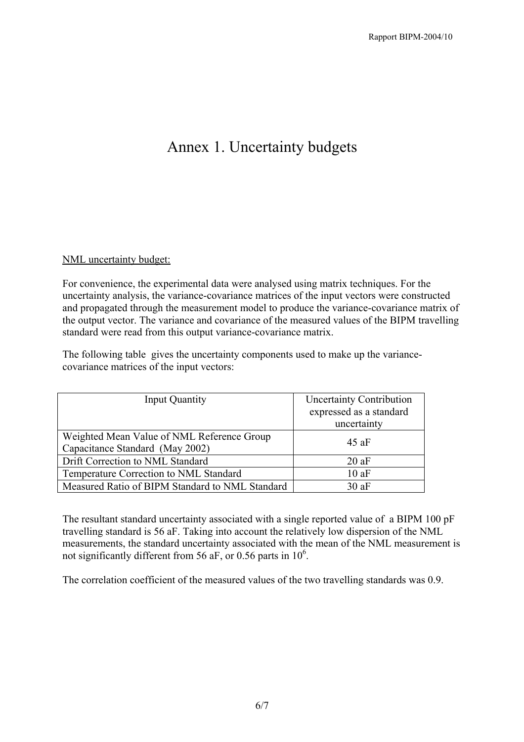# Annex 1. Uncertainty budgets

NML uncertainty budget:

For convenience, the experimental data were analysed using matrix techniques. For the uncertainty analysis, the variance-covariance matrices of the input vectors were constructed and propagated through the measurement model to produce the variance-covariance matrix of the output vector. The variance and covariance of the measured values of the BIPM travelling standard were read from this output variance-covariance matrix.

The following table gives the uncertainty components used to make up the variance-covariance matrices of the input vectors:

| Input Quantity | Uncertainty Contribution expressed as a standard uncertainty |
|---|---|
| Weighted Mean Value of NML Reference Group Capacitance Standard (May 2002) | 45 aF |
| Drift Correction to NML Standard | 20 aF |
| Temperature Correction to NML Standard | 10 aF |
| Measured Ratio of BIPM Standard to NML Standard | 30 aF |

The resultant standard uncertainty associated with a single reported value of a BIPM 100 pF travelling standard is 56 aF. Taking into account the relatively low dispersion of the NML measurements, the standard uncertainty associated with the mean of the NML measurement is not significantly different from 56 aF, or 0.56 parts in $10^6$.

The correlation coefficient of the measured values of the two travelling standards was 0.9.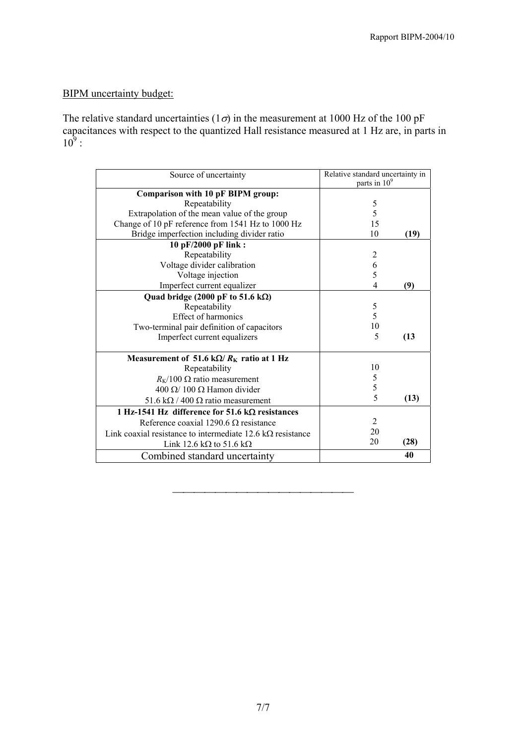BIPM uncertainty budget:

The relative standard uncertainties ($1\sigma$) in the measurement at 1000 Hz of the 100 pF capacitances with respect to the quantized Hall resistance measured at 1 Hz are, in parts in $10^9$ :

| Source of uncertainty | Relative standard uncertainty in parts in $10^9$ | |
|---|---|---|
| **Comparison with 10 pF BIPM group:** | | |
| Repeatability | 5 | |
| Extrapolation of the mean value of the group | 5 | |
| Change of 10 pF reference from 1541 Hz to 1000 Hz | 15 | |
| Bridge imperfection including divider ratio | 10 | **(19)** |
| **10 pF/2000 pF link :** | | |
| Repeatability | 2 | |
| Voltage divider calibration | 6 | |
| Voltage injection | 5 | |
| Imperfect current equalizer | 4 | **(9)** |
| **Quad bridge (2000 pF to 51.6 kΩ)** | | |
| Repeatability | 5 | |
| Effect of harmonics | 5 | |
| Two-terminal pair definition of capacitors | 10 | |
| Imperfect current equalizers | 5 | **(13** |
| **Measurement of 51.6 kΩ/ $R_K$ ratio at 1 Hz** | | |
| Repeatability | 10 | |
| $R_K$/100 Ω ratio measurement | 5 | |
| 400 Ω/ 100 Ω Hamon divider | 5 | |
| 51.6 kΩ / 400 Ω ratio measurement | 5 | **(13)** |
| **1 Hz-1541 Hz difference for 51.6 kΩ resistances** | | |
| Reference coaxial 1290.6 Ω resistance | 2 | |
| Link coaxial resistance to intermediate 12.6 kΩ resistance | 20 | |
| Link 12.6 kΩ to 51.6 kΩ | 20 | **(28)** |
| Combined standard uncertainty | | **40** |